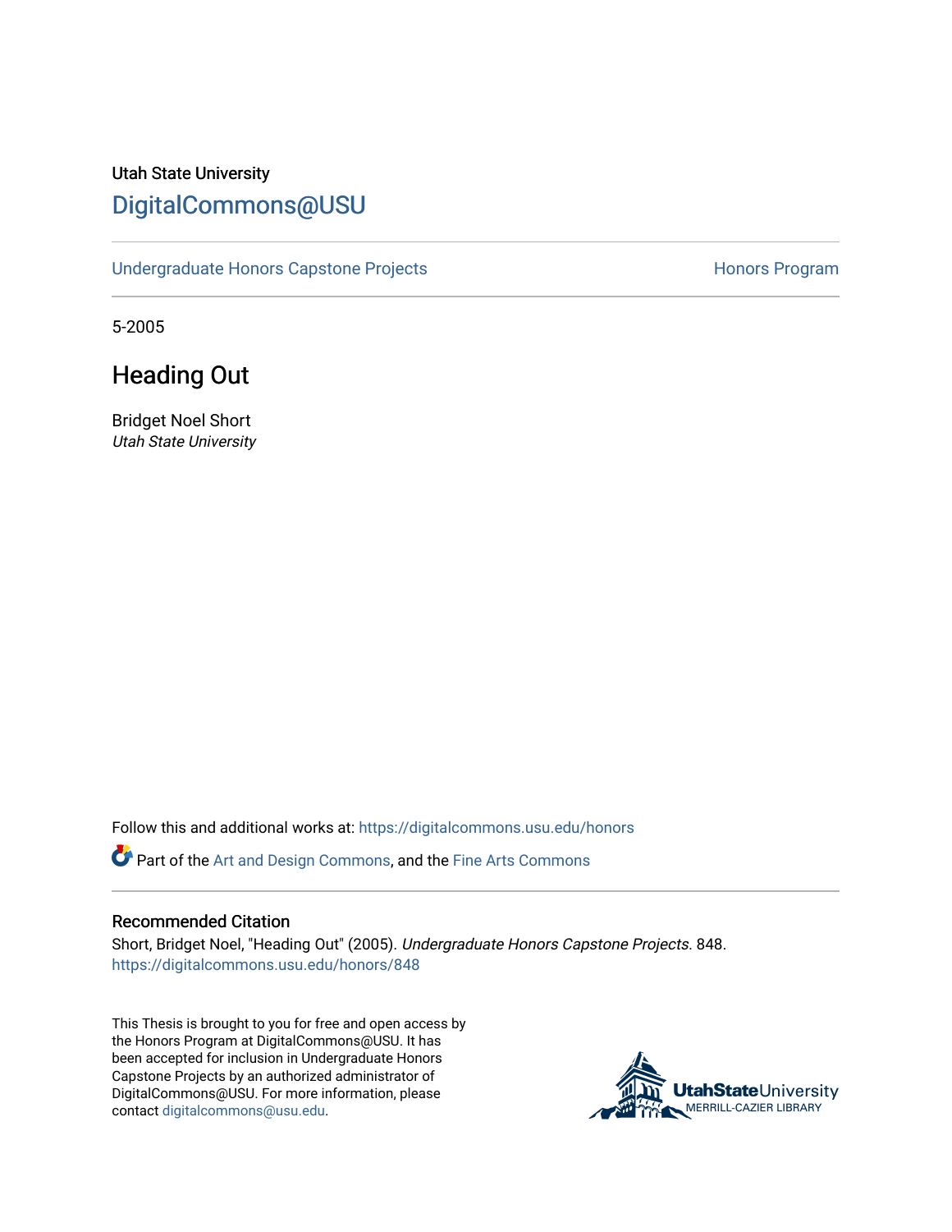Utah State University

# DigitalCommons@USU

Undergraduate Honors Capstone Projects

Honors Program

5-2005

## Heading Out

Bridget Noel Short
*Utah State University*

Follow this and additional works at: https://digitalcommons.usu.edu/honors

Part of the Art and Design Commons, and the Fine Arts Commons

### Recommended Citation

Short, Bridget Noel, "Heading Out" (2005). *Undergraduate Honors Capstone Projects*. 848.
https://digitalcommons.usu.edu/honors/848

This Thesis is brought to you for free and open access by the Honors Program at DigitalCommons@USU. It has been accepted for inclusion in Undergraduate Honors Capstone Projects by an authorized administrator of DigitalCommons@USU. For more information, please contact digitalcommons@usu.edu.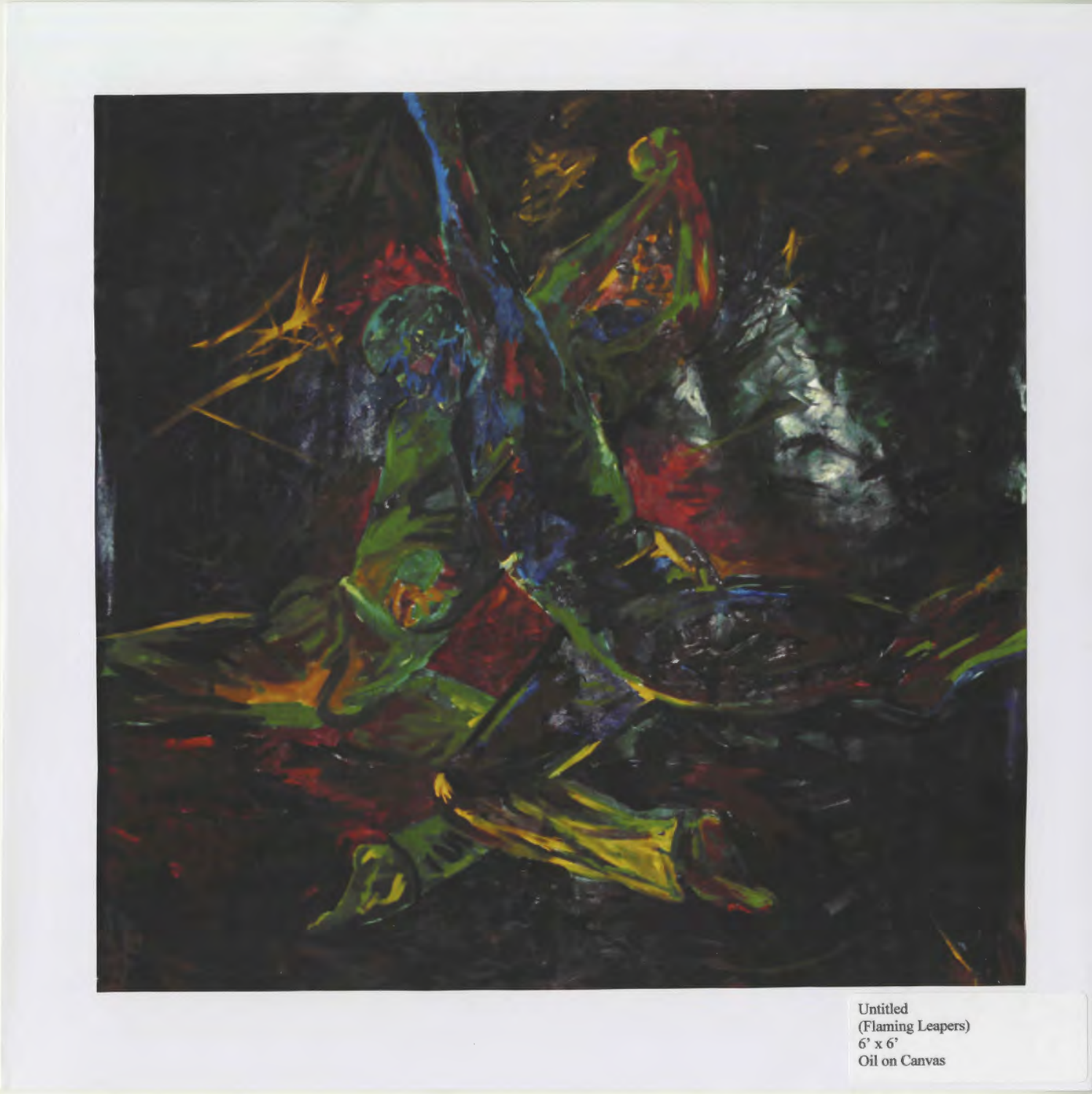Untitled
(Flaming Leapers)
6' x 6'
Oil on Canvas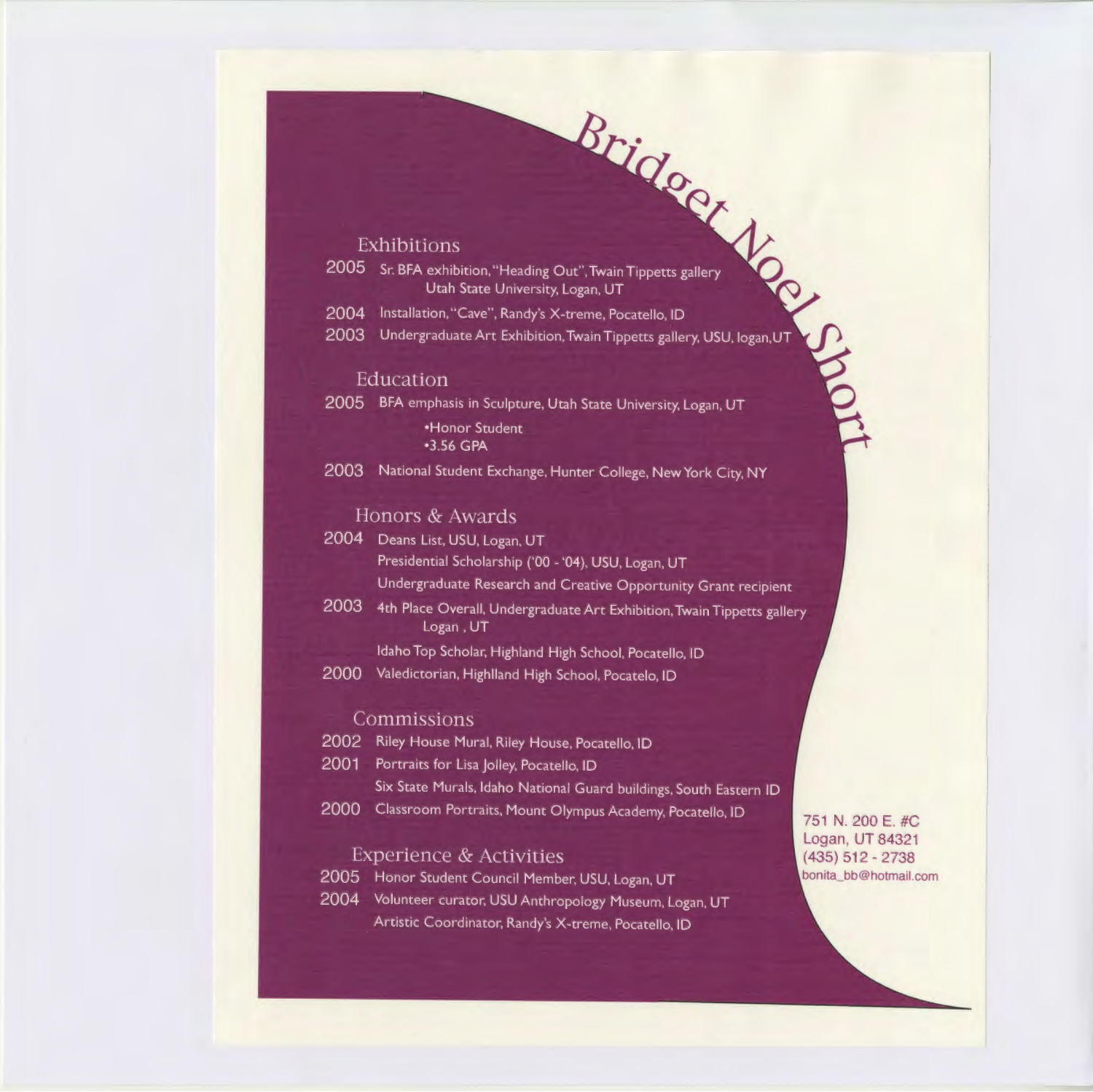# Bridget Noel Short

## Exhibitions

2005 Sr. BFA exhibition, "Heading Out", Twain Tippetts gallery
Utah State University, Logan, UT

2004 Installation, "Cave", Randy's X-treme, Pocatello, ID

2003 Undergraduate Art Exhibition, Twain Tippetts gallery, USU, logan, UT

## Education

2005 BFA emphasis in Sculpture, Utah State University, Logan, UT
- Honor Student
- 3.56 GPA

2003 National Student Exchange, Hunter College, New York City, NY

## Honors & Awards

2004 Deans List, USU, Logan, UT
Presidential Scholarship ('00 - '04), USU, Logan, UT
Undergraduate Research and Creative Opportunity Grant recipient

2003 4th Place Overall, Undergraduate Art Exhibition, Twain Tippetts gallery
Logan , UT
Idaho Top Scholar, Highland High School, Pocatello, ID

2000 Valedictorian, Highlland High School, Pocatelo, ID

## Commissions

2002 Riley House Mural, Riley House, Pocatello, ID

2001 Portraits for Lisa Jolley, Pocatello, ID
Six State Murals, Idaho National Guard buildings, South Eastern ID

2000 Classroom Portraits, Mount Olympus Academy, Pocatello, ID

## Experience & Activities

2005 Honor Student Council Member, USU, Logan, UT

2004 Volunteer curator, USU Anthropology Museum, Logan, UT
Artistic Coordinator, Randy's X-treme, Pocatello, ID

751 N. 200 E. #C
Logan, UT 84321
(435) 512 - 2738
bonita_bb@hotmail.com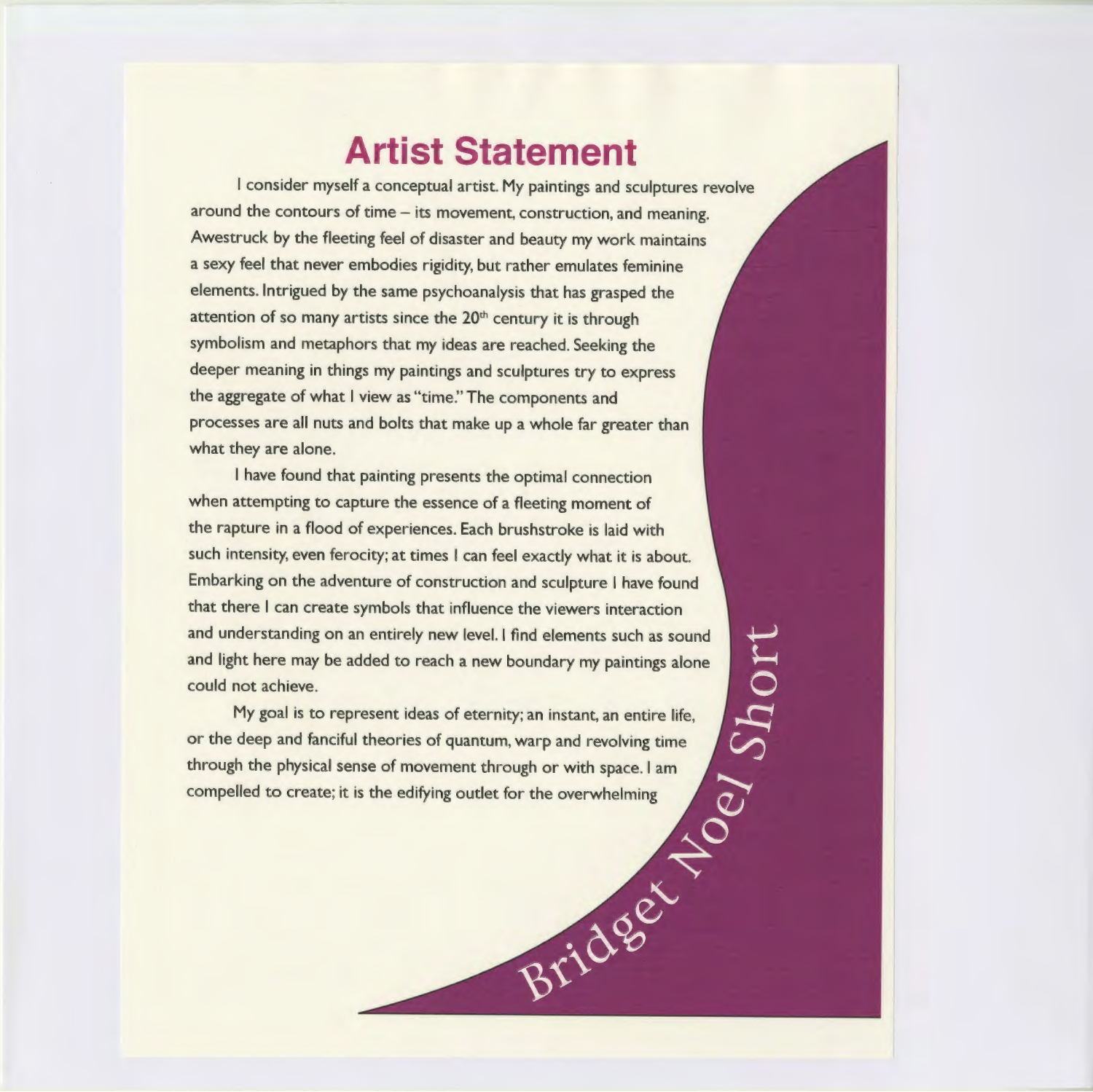# Artist Statement

I consider myself a conceptual artist. My paintings and sculptures revolve around the contours of time – its movement, construction, and meaning. Awestruck by the fleeting feel of disaster and beauty my work maintains a sexy feel that never embodies rigidity, but rather emulates feminine elements. Intrigued by the same psychoanalysis that has grasped the attention of so many artists since the 20th century it is through symbolism and metaphors that my ideas are reached. Seeking the deeper meaning in things my paintings and sculptures try to express the aggregate of what I view as "time." The components and processes are all nuts and bolts that make up a whole far greater than what they are alone.

I have found that painting presents the optimal connection when attempting to capture the essence of a fleeting moment of the rapture in a flood of experiences. Each brushstroke is laid with such intensity, even ferocity; at times I can feel exactly what it is about. Embarking on the adventure of construction and sculpture I have found that there I can create symbols that influence the viewers interaction and understanding on an entirely new level. I find elements such as sound and light here may be added to reach a new boundary my paintings alone could not achieve.

My goal is to represent ideas of eternity; an instant, an entire life, or the deep and fanciful theories of quantum, warp and revolving time through the physical sense of movement through or with space. I am compelled to create; it is the edifying outlet for the overwhelming

Bridget Noel Short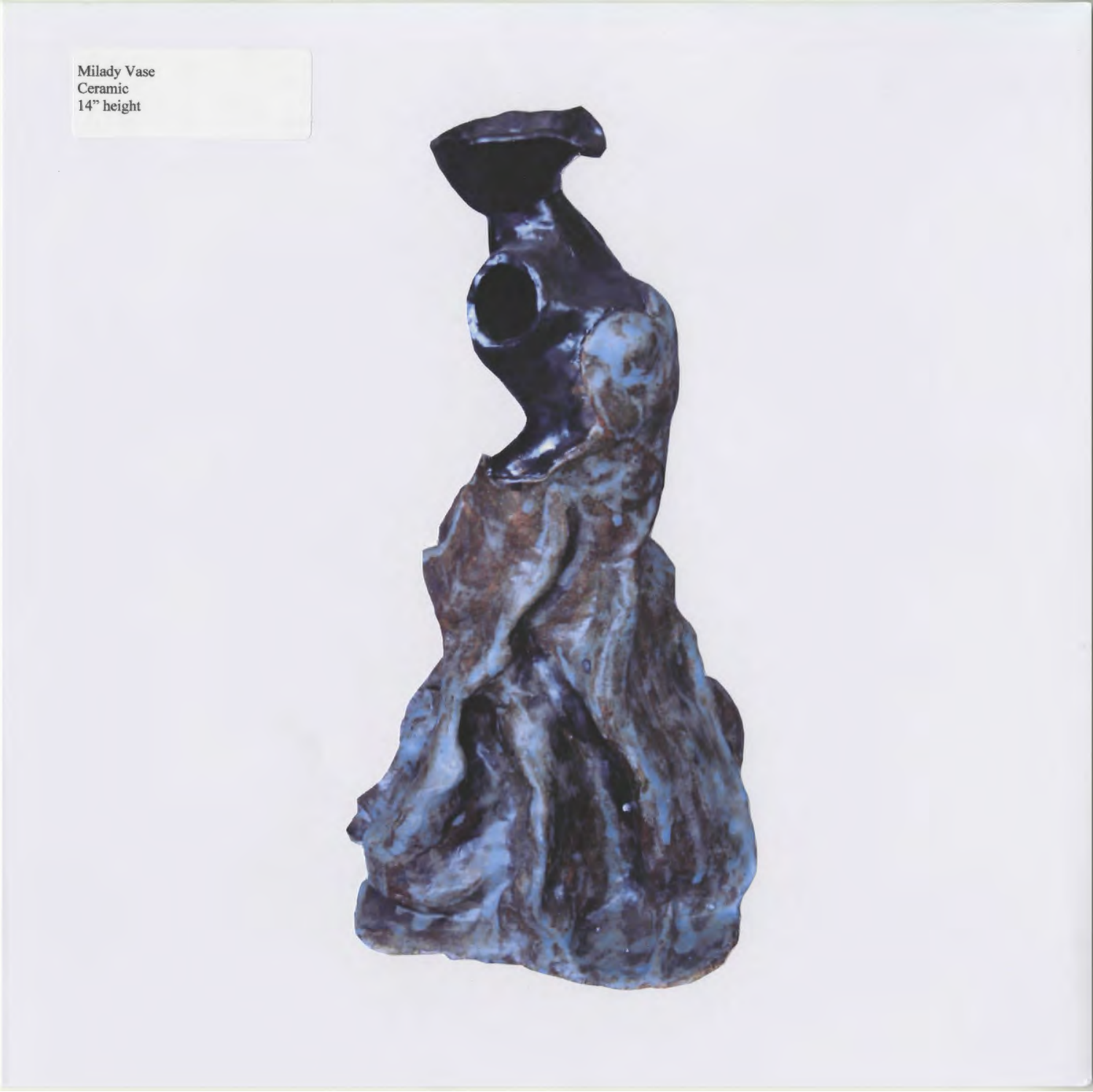Milady Vase
Ceramic
14" height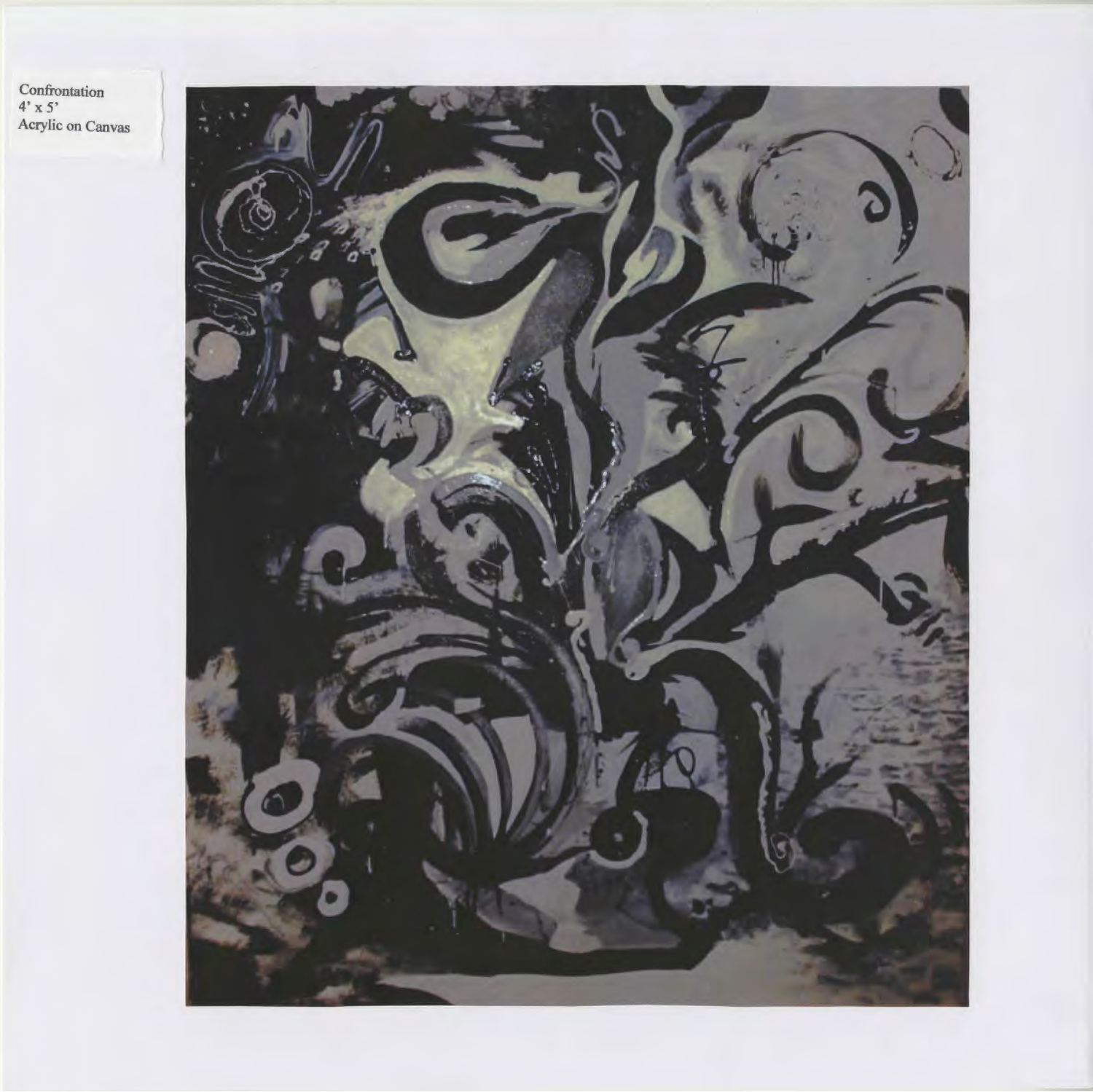Confrontation
4' x 5'
Acrylic on Canvas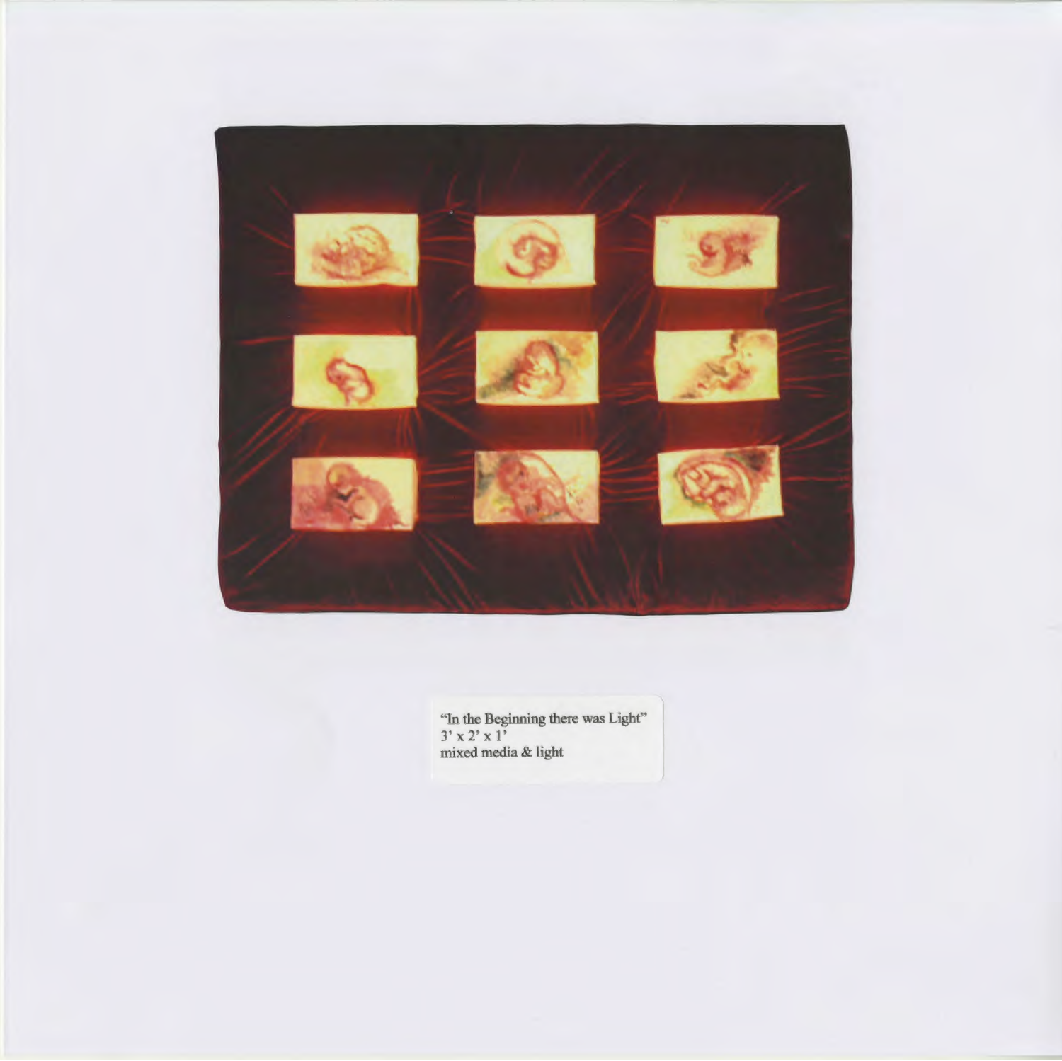"In the Beginning there was Light"
3' x 2' x 1'
mixed media & light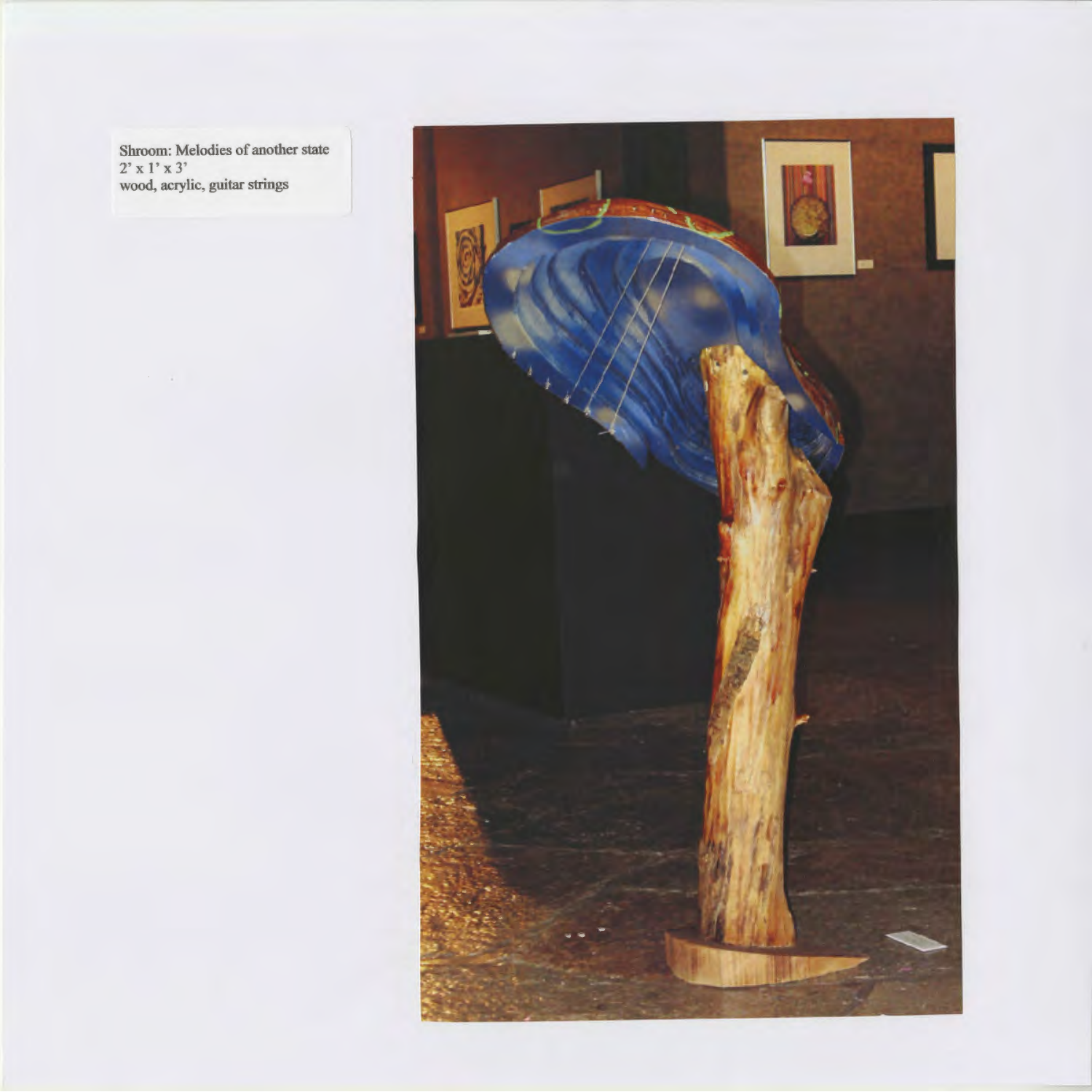Shroom: Melodies of another state
2' x 1' x 3'
wood, acrylic, guitar strings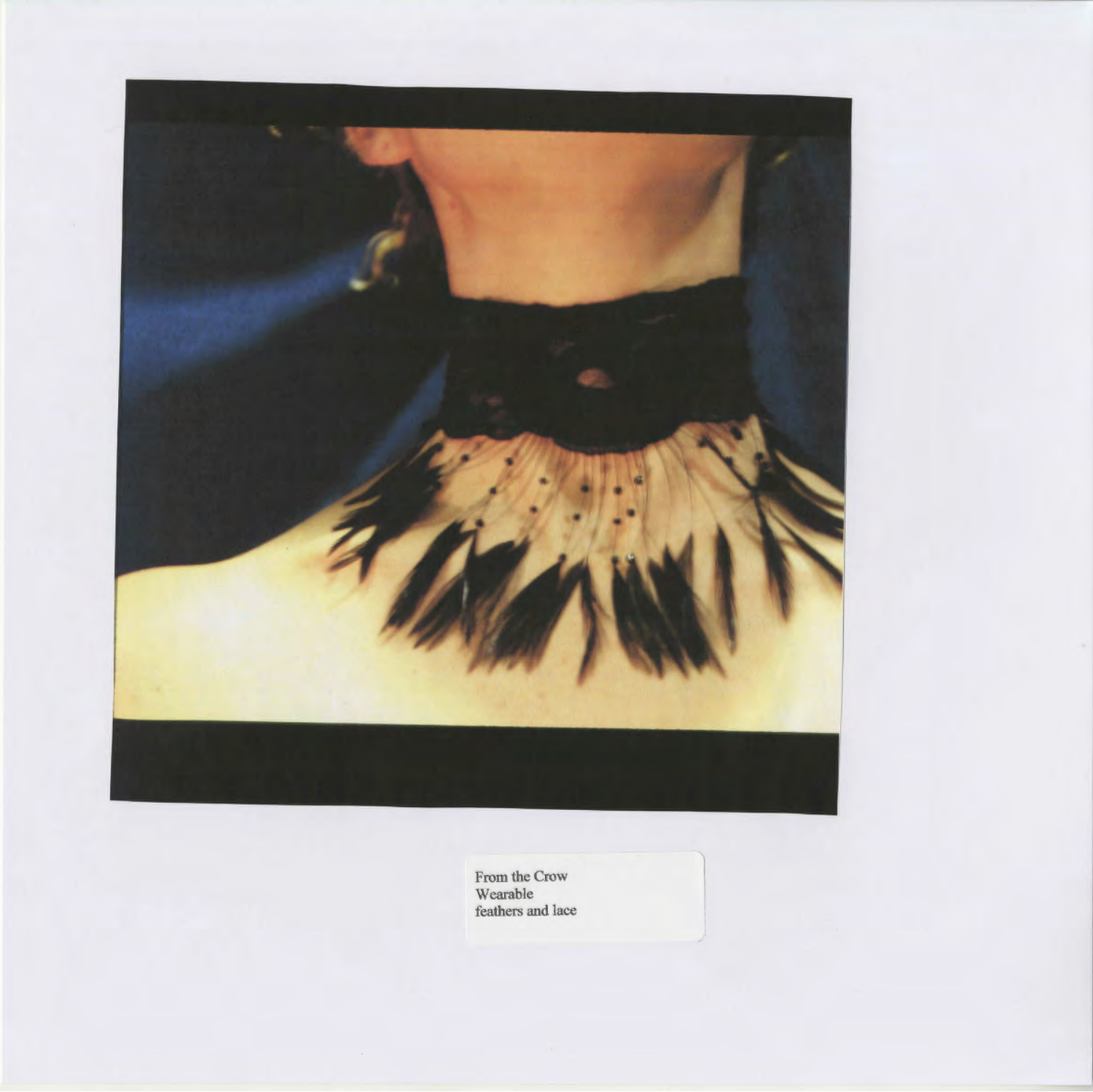From the Crow
Wearable
feathers and lace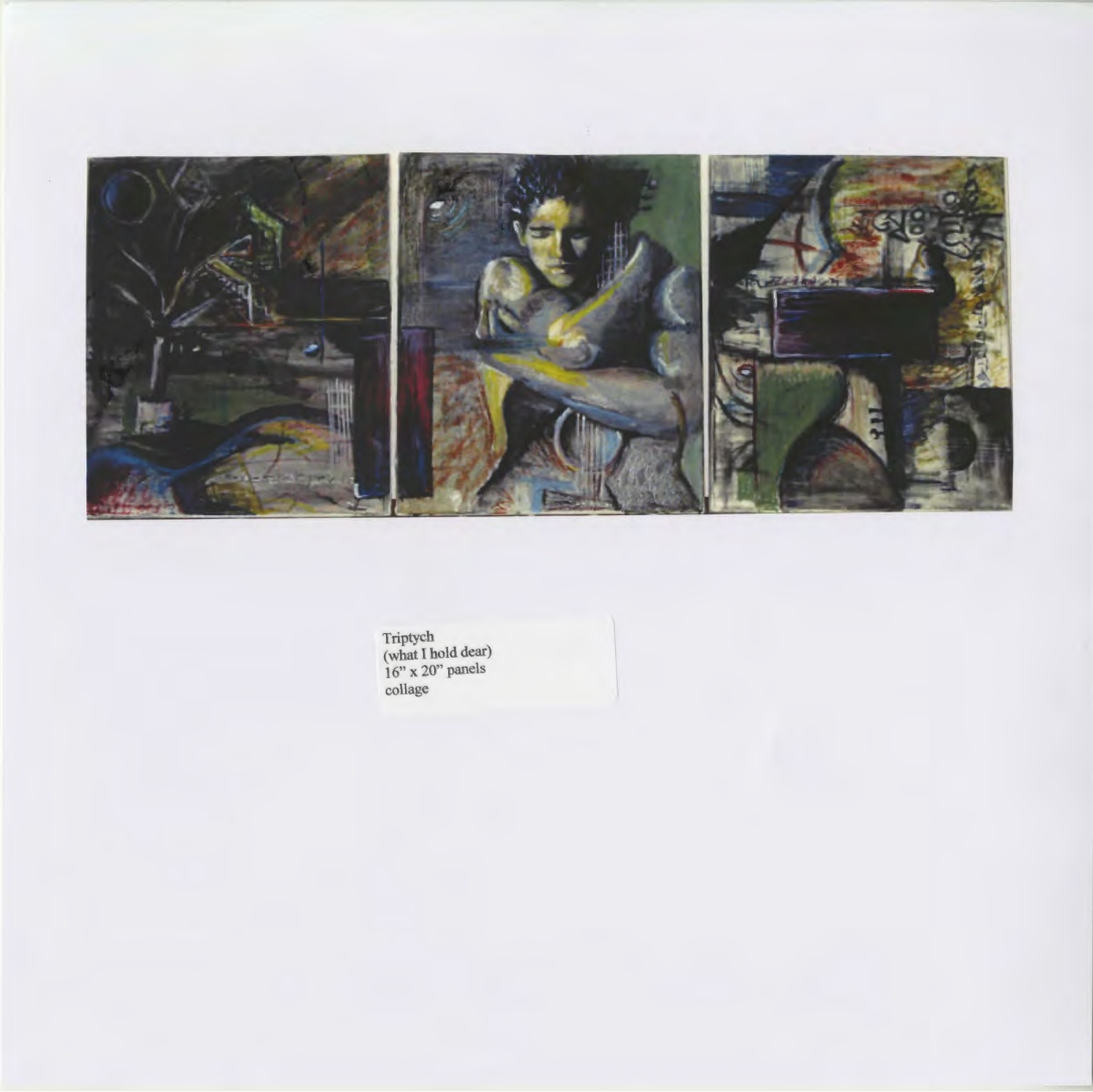Triptych
(what I hold dear)
16" x 20" panels
collage